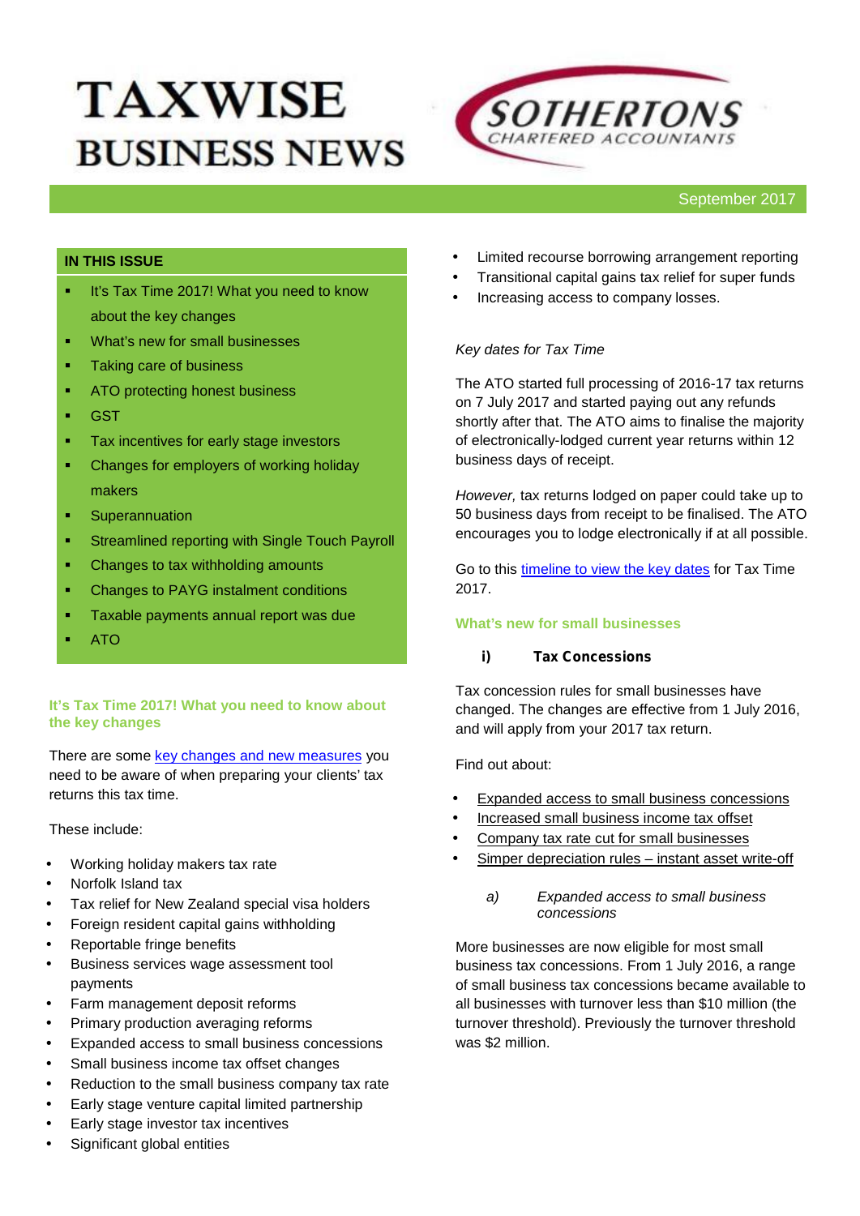# TAXWISE BUSINESS NEWS

SOTHERTONS CHARTERED ACCOUNTANTS

September 2017

**IN THIS ISSUE**

- It's Tax Time 2017! What you need to know about the key changes
- What's new for small businesses
- Taking care of business
- ATO protecting honest business
- GST
- Tax incentives for early stage investors
- Changes for employers of working holiday makers
- Superannuation
- Streamlined reporting with Single Touch Payroll
- Changes to tax withholding amounts
- Changes to PAYG instalment conditions
- Taxable payments annual report was due
- ATO

## It's Tax Time 2017! What you need to know about the key changes

There are some key changes and new measures you need to be aware of when preparing your clients' tax returns this tax time.

These include:

- Working holiday makers tax rate
- Norfolk Island tax
- Tax relief for New Zealand special visa holders
- Foreign resident capital gains withholding
- Reportable fringe benefits
- Business services wage assessment tool payments
- Farm management deposit reforms
- Primary production averaging reforms
- Expanded access to small business concessions
- Small business income tax offset changes
- Reduction to the small business company tax rate
- Early stage venture capital limited partnership
- Early stage investor tax incentives
- Significant global entities
- Limited recourse borrowing arrangement reporting
- Transitional capital gains tax relief for super funds
- Increasing access to company losses.

*Key dates for Tax Time*

The ATO started full processing of 2016-17 tax returns on 7 July 2017 and started paying out any refunds shortly after that. The ATO aims to finalise the majority of electronically-lodged current year returns within 12 business days of receipt.

*However,* tax returns lodged on paper could take up to 50 business days from receipt to be finalised. The ATO encourages you to lodge electronically if at all possible.

Go to this timeline to view the key dates for Tax Time 2017.

## What's new for small businesses

### i) Tax Concessions

Tax concession rules for small businesses have changed. The changes are effective from 1 July 2016, and will apply from your 2017 tax return.

Find out about:

- Expanded access to small business concessions
- Increased small business income tax offset
- Company tax rate cut for small businesses
- Simper depreciation rules – instant asset write-off

*a) Expanded access to small business concessions*

More businesses are now eligible for most small business tax concessions. From 1 July 2016, a range of small business tax concessions became available to all businesses with turnover less than $10 million (the turnover threshold). Previously the turnover threshold was $2 million.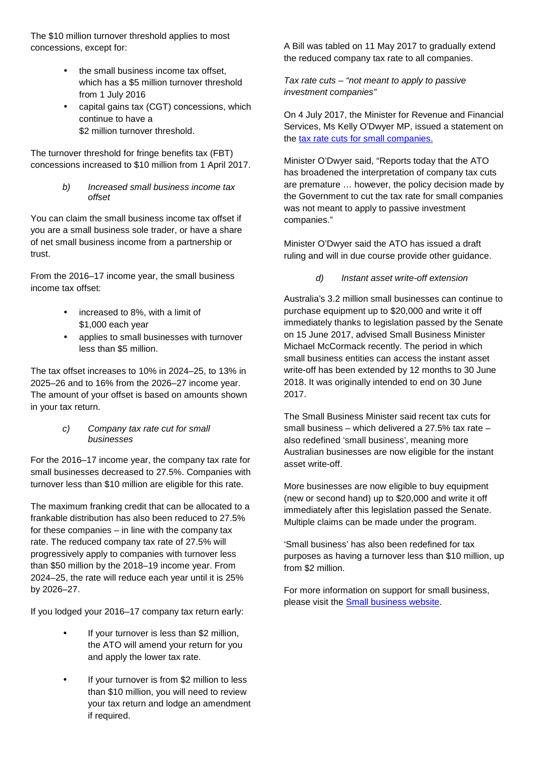The $10 million turnover threshold applies to most concessions, except for:

- the small business income tax offset, which has a $5 million turnover threshold from 1 July 2016
- capital gains tax (CGT) concessions, which continue to have a $2 million turnover threshold.

The turnover threshold for fringe benefits tax (FBT) concessions increased to $10 million from 1 April 2017.

*b) Increased small business income tax offset*

You can claim the small business income tax offset if you are a small business sole trader, or have a share of net small business income from a partnership or trust.

From the 2016–17 income year, the small business income tax offset:

- increased to 8%, with a limit of $1,000 each year
- applies to small businesses with turnover less than $5 million.

The tax offset increases to 10% in 2024–25, to 13% in 2025–26 and to 16% from the 2026–27 income year. The amount of your offset is based on amounts shown in your tax return.

*c) Company tax rate cut for small businesses*

For the 2016–17 income year, the company tax rate for small businesses decreased to 27.5%. Companies with turnover less than $10 million are eligible for this rate.

The maximum franking credit that can be allocated to a frankable distribution has also been reduced to 27.5% for these companies – in line with the company tax rate. The reduced company tax rate of 27.5% will progressively apply to companies with turnover less than $50 million by the 2018–19 income year. From 2024–25, the rate will reduce each year until it is 25% by 2026–27.

If you lodged your 2016–17 company tax return early:

- If your turnover is less than $2 million, the ATO will amend your return for you and apply the lower tax rate.
- If your turnover is from $2 million to less than $10 million, you will need to review your tax return and lodge an amendment if required.

A Bill was tabled on 11 May 2017 to gradually extend the reduced company tax rate to all companies.

*Tax rate cuts – "not meant to apply to passive investment companies"*

On 4 July 2017, the Minister for Revenue and Financial Services, Ms Kelly O'Dwyer MP, issued a statement on the [tax rate cuts for small companies.]

Minister O'Dwyer said, "Reports today that the ATO has broadened the interpretation of company tax cuts are premature … however, the policy decision made by the Government to cut the tax rate for small companies was not meant to apply to passive investment companies."

Minister O'Dwyer said the ATO has issued a draft ruling and will in due course provide other guidance.

*d) Instant asset write-off extension*

Australia's 3.2 million small businesses can continue to purchase equipment up to $20,000 and write it off immediately thanks to legislation passed by the Senate on 15 June 2017, advised Small Business Minister Michael McCormack recently. The period in which small business entities can access the instant asset write-off has been extended by 12 months to 30 June 2018. It was originally intended to end on 30 June 2017.

The Small Business Minister said recent tax cuts for small business – which delivered a 27.5% tax rate – also redefined 'small business', meaning more Australian businesses are now eligible for the instant asset write-off.

More businesses are now eligible to buy equipment (new or second hand) up to $20,000 and write it off immediately after this legislation passed the Senate. Multiple claims can be made under the program.

'Small business' has also been redefined for tax purposes as having a turnover less than $10 million, up from $2 million.

For more information on support for small business, please visit the [Small business website].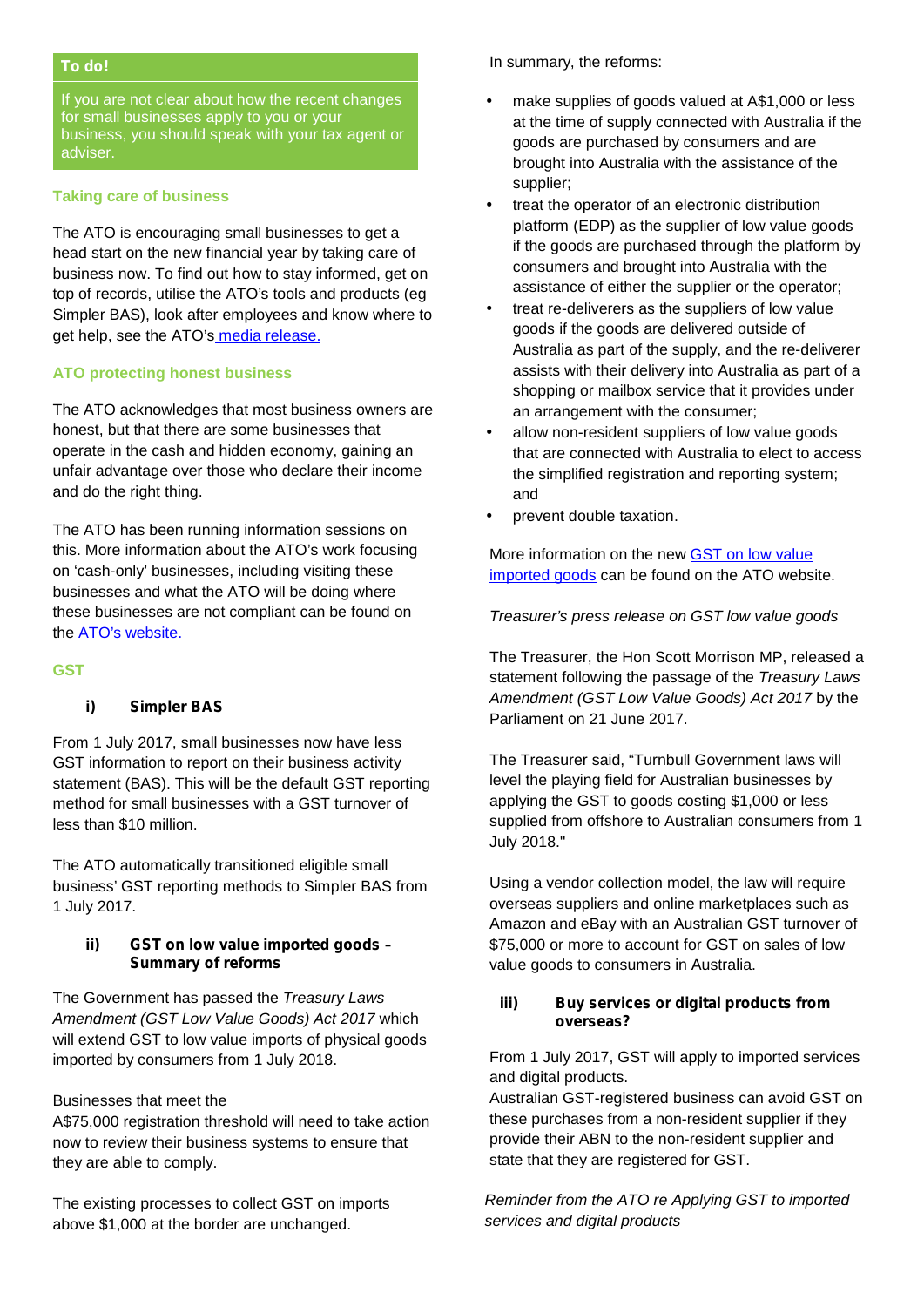**To do!**

If you are not clear about how the recent changes for small businesses apply to you or your business, you should speak with your tax agent or adviser.

## Taking care of business

The ATO is encouraging small businesses to get a head start on the new financial year by taking care of business now. To find out how to stay informed, get on top of records, utilise the ATO's tools and products (eg Simpler BAS), look after employees and know where to get help, see the ATO's media release.

## ATO protecting honest business

The ATO acknowledges that most business owners are honest, but that there are some businesses that operate in the cash and hidden economy, gaining an unfair advantage over those who declare their income and do the right thing.

The ATO has been running information sessions on this. More information about the ATO's work focusing on 'cash-only' businesses, including visiting these businesses and what the ATO will be doing where these businesses are not compliant can be found on the ATO's website.

## GST

### i) Simpler BAS

From 1 July 2017, small businesses now have less GST information to report on their business activity statement (BAS). This will be the default GST reporting method for small businesses with a GST turnover of less than $10 million.

The ATO automatically transitioned eligible small business' GST reporting methods to Simpler BAS from 1 July 2017.

### ii) GST on low value imported goods – Summary of reforms

The Government has passed the *Treasury Laws Amendment (GST Low Value Goods) Act 2017* which will extend GST to low value imports of physical goods imported by consumers from 1 July 2018.

Businesses that meet the A$75,000 registration threshold will need to take action now to review their business systems to ensure that they are able to comply.

The existing processes to collect GST on imports above $1,000 at the border are unchanged.

In summary, the reforms:

- make supplies of goods valued at A$1,000 or less at the time of supply connected with Australia if the goods are purchased by consumers and are brought into Australia with the assistance of the supplier;
- treat the operator of an electronic distribution platform (EDP) as the supplier of low value goods if the goods are purchased through the platform by consumers and brought into Australia with the assistance of either the supplier or the operator;
- treat re-deliverers as the suppliers of low value goods if the goods are delivered outside of Australia as part of the supply, and the re-deliverer assists with their delivery into Australia as part of a shopping or mailbox service that it provides under an arrangement with the consumer;
- allow non-resident suppliers of low value goods that are connected with Australia to elect to access the simplified registration and reporting system; and
- prevent double taxation.

More information on the new GST on low value imported goods can be found on the ATO website.

*Treasurer's press release on GST low value goods*

The Treasurer, the Hon Scott Morrison MP, released a statement following the passage of the *Treasury Laws Amendment (GST Low Value Goods) Act 2017* by the Parliament on 21 June 2017.

The Treasurer said, "Turnbull Government laws will level the playing field for Australian businesses by applying the GST to goods costing $1,000 or less supplied from offshore to Australian consumers from 1 July 2018."

Using a vendor collection model, the law will require overseas suppliers and online marketplaces such as Amazon and eBay with an Australian GST turnover of $75,000 or more to account for GST on sales of low value goods to consumers in Australia.

### iii) Buy services or digital products from overseas?

From 1 July 2017, GST will apply to imported services and digital products.
Australian GST-registered business can avoid GST on these purchases from a non-resident supplier if they provide their ABN to the non-resident supplier and state that they are registered for GST.

*Reminder from the ATO re Applying GST to imported services and digital products*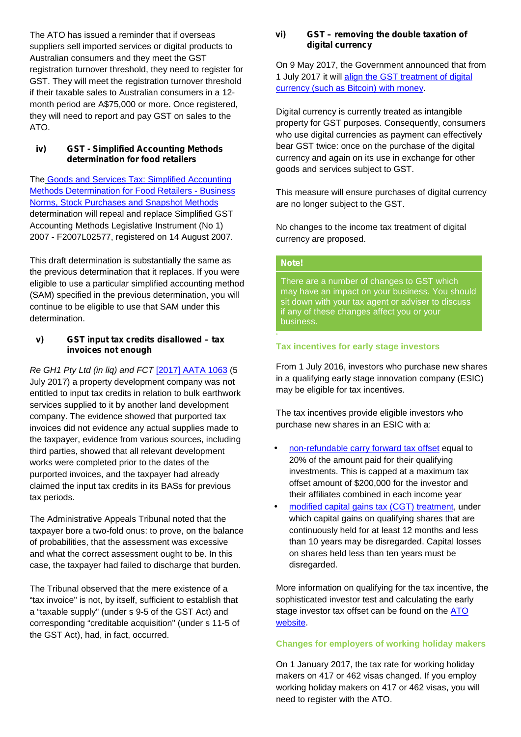The ATO has issued a reminder that if overseas suppliers sell imported services or digital products to Australian consumers and they meet the GST registration turnover threshold, they need to register for GST. They will meet the registration turnover threshold if their taxable sales to Australian consumers in a 12-month period are A$75,000 or more. Once registered, they will need to report and pay GST on sales to the ATO.

### iv) GST - Simplified Accounting Methods determination for food retailers

The [Goods and Services Tax: Simplified Accounting Methods Determination for Food Retailers - Business Norms, Stock Purchases and Snapshot Methods] determination will repeal and replace Simplified GST Accounting Methods Legislative Instrument (No 1) 2007 - F2007L02577, registered on 14 August 2007.

This draft determination is substantially the same as the previous determination that it replaces. If you were eligible to use a particular simplified accounting method (SAM) specified in the previous determination, you will continue to be eligible to use that SAM under this determination.

### v) GST input tax credits disallowed – tax invoices not enough

*Re GH1 Pty Ltd (in liq) and FCT* [2017] AATA 1063 (5 July 2017) a property development company was not entitled to input tax credits in relation to bulk earthwork services supplied to it by another land development company. The evidence showed that purported tax invoices did not evidence any actual supplies made to the taxpayer, evidence from various sources, including third parties, showed that all relevant development works were completed prior to the dates of the purported invoices, and the taxpayer had already claimed the input tax credits in its BASs for previous tax periods.

The Administrative Appeals Tribunal noted that the taxpayer bore a two-fold onus: to prove, on the balance of probabilities, that the assessment was excessive and what the correct assessment ought to be. In this case, the taxpayer had failed to discharge that burden.

The Tribunal observed that the mere existence of a "tax invoice" is not, by itself, sufficient to establish that a "taxable supply" (under s 9-5 of the GST Act) and corresponding "creditable acquisition" (under s 11-5 of the GST Act), had, in fact, occurred.

### vi) GST – removing the double taxation of digital currency

On 9 May 2017, the Government announced that from 1 July 2017 it will [align the GST treatment of digital currency (such as Bitcoin) with money].

Digital currency is currently treated as intangible property for GST purposes. Consequently, consumers who use digital currencies as payment can effectively bear GST twice: once on the purchase of the digital currency and again on its use in exchange for other goods and services subject to GST.

This measure will ensure purchases of digital currency are no longer subject to the GST.

No changes to the income tax treatment of digital currency are proposed.

> **Note!**
>
> There are a number of changes to GST which may have an impact on your business. You should sit down with your tax agent or adviser to discuss if any of these changes affect you or your business.

## Tax incentives for early stage investors

From 1 July 2016, investors who purchase new shares in a qualifying early stage innovation company (ESIC) may be eligible for tax incentives.

The tax incentives provide eligible investors who purchase new shares in an ESIC with a:

- [non-refundable carry forward tax offset] equal to 20% of the amount paid for their qualifying investments. This is capped at a maximum tax offset amount of $200,000 for the investor and their affiliates combined in each income year
- [modified capital gains tax (CGT) treatment], under which capital gains on qualifying shares that are continuously held for at least 12 months and less than 10 years may be disregarded. Capital losses on shares held less than ten years must be disregarded.

More information on qualifying for the tax incentive, the sophisticated investor test and calculating the early stage investor tax offset can be found on the [ATO website].

## Changes for employers of working holiday makers

On 1 January 2017, the tax rate for working holiday makers on 417 or 462 visas changed. If you employ working holiday makers on 417 or 462 visas, you will need to register with the ATO.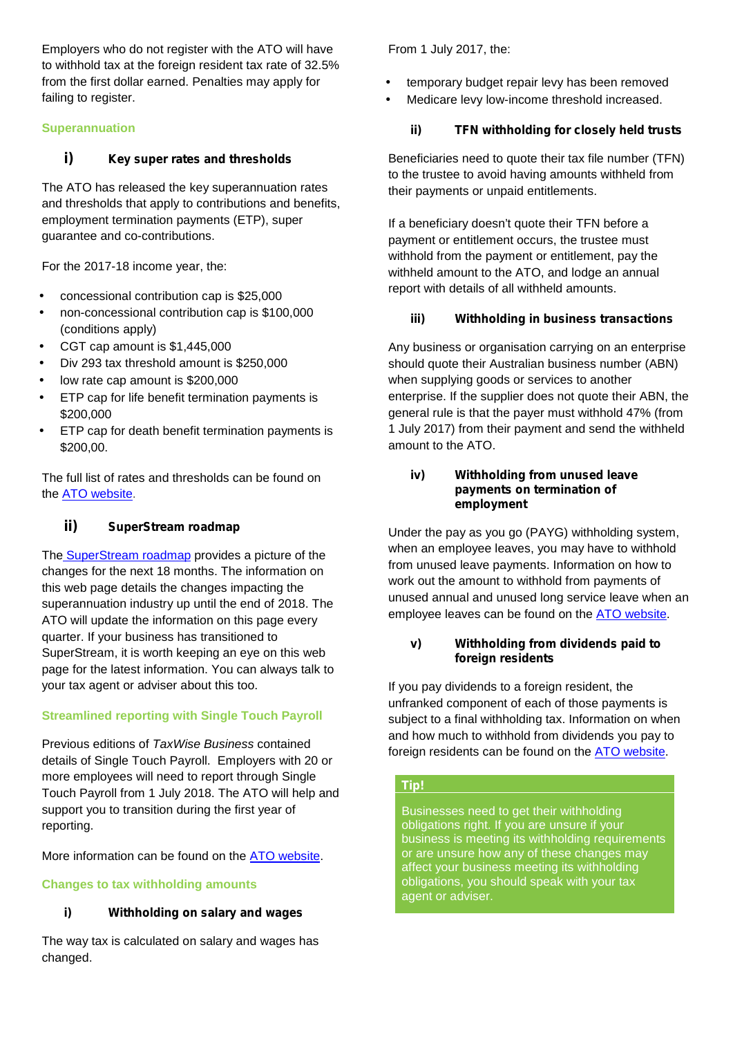Employers who do not register with the ATO will have to withhold tax at the foreign resident tax rate of 32.5% from the first dollar earned. Penalties may apply for failing to register.

## Superannuation

### i) Key super rates and thresholds

The ATO has released the key superannuation rates and thresholds that apply to contributions and benefits, employment termination payments (ETP), super guarantee and co-contributions.

For the 2017-18 income year, the:

- concessional contribution cap is $25,000
- non-concessional contribution cap is $100,000 (conditions apply)
- CGT cap amount is $1,445,000
- Div 293 tax threshold amount is $250,000
- low rate cap amount is $200,000
- ETP cap for life benefit termination payments is $200,000
- ETP cap for death benefit termination payments is $200,00.

The full list of rates and thresholds can be found on the ATO website.

### ii) SuperStream roadmap

The SuperStream roadmap provides a picture of the changes for the next 18 months. The information on this web page details the changes impacting the superannuation industry up until the end of 2018. The ATO will update the information on this page every quarter. If your business has transitioned to SuperStream, it is worth keeping an eye on this web page for the latest information. You can always talk to your tax agent or adviser about this too.

## Streamlined reporting with Single Touch Payroll

Previous editions of *TaxWise Business* contained details of Single Touch Payroll. Employers with 20 or more employees will need to report through Single Touch Payroll from 1 July 2018. The ATO will help and support you to transition during the first year of reporting.

More information can be found on the ATO website.

## Changes to tax withholding amounts

### i) Withholding on salary and wages

The way tax is calculated on salary and wages has changed.

From 1 July 2017, the:

- temporary budget repair levy has been removed
- Medicare levy low-income threshold increased.

### ii) TFN withholding for closely held trusts

Beneficiaries need to quote their tax file number (TFN) to the trustee to avoid having amounts withheld from their payments or unpaid entitlements.

If a beneficiary doesn't quote their TFN before a payment or entitlement occurs, the trustee must withhold from the payment or entitlement, pay the withheld amount to the ATO, and lodge an annual report with details of all withheld amounts.

### iii) Withholding in business transactions

Any business or organisation carrying on an enterprise should quote their Australian business number (ABN) when supplying goods or services to another enterprise. If the supplier does not quote their ABN, the general rule is that the payer must withhold 47% (from 1 July 2017) from their payment and send the withheld amount to the ATO.

### iv) Withholding from unused leave payments on termination of employment

Under the pay as you go (PAYG) withholding system, when an employee leaves, you may have to withhold from unused leave payments. Information on how to work out the amount to withhold from payments of unused annual and unused long service leave when an employee leaves can be found on the ATO website.

### v) Withholding from dividends paid to foreign residents

If you pay dividends to a foreign resident, the unfranked component of each of those payments is subject to a final withholding tax. Information on when and how much to withhold from dividends you pay to foreign residents can be found on the ATO website.

**Tip!**

Businesses need to get their withholding obligations right. If you are unsure if your business is meeting its withholding requirements or are unsure how any of these changes may affect your business meeting its withholding obligations, you should speak with your tax agent or adviser.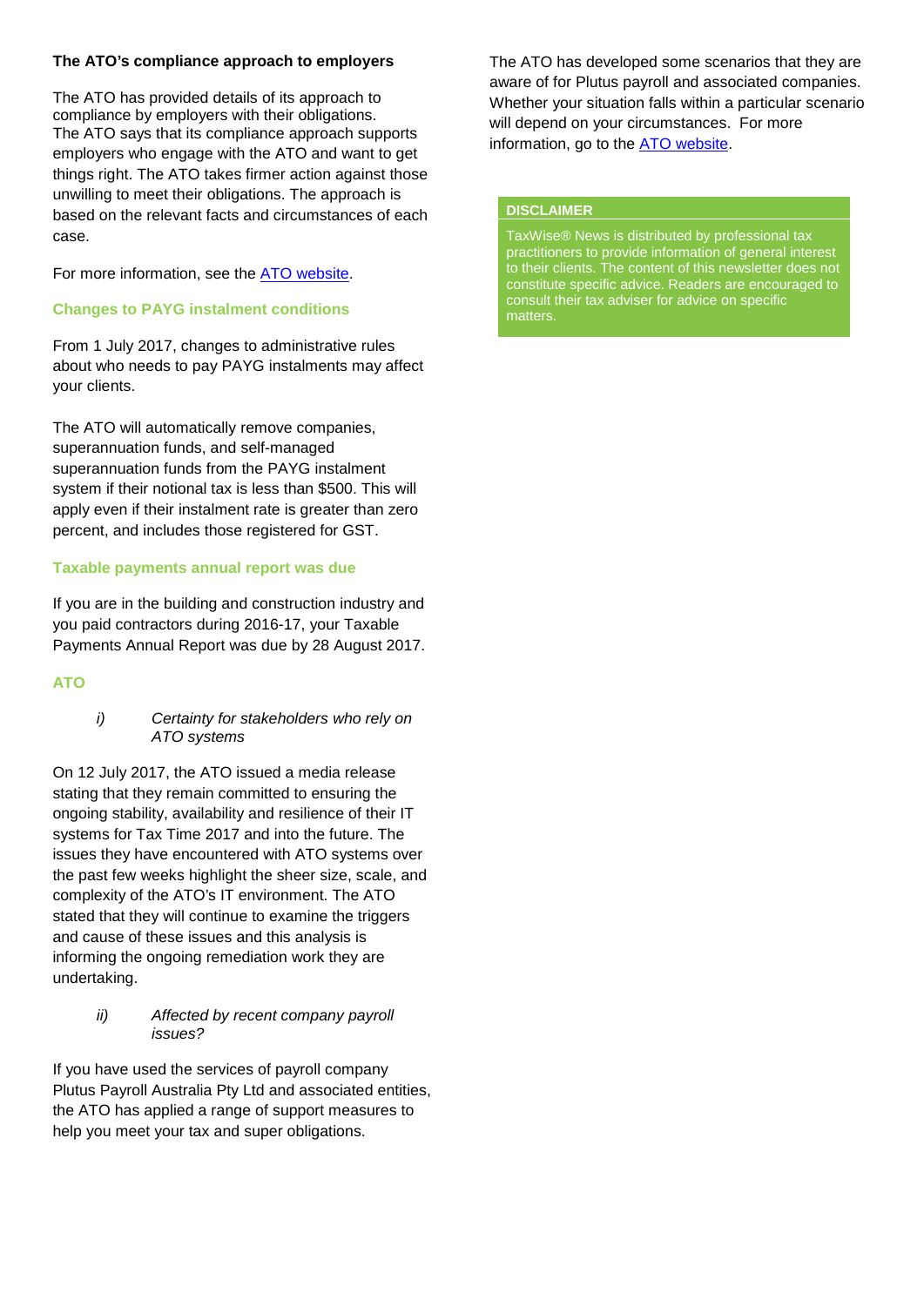**The ATO's compliance approach to employers**

The ATO has provided details of its approach to compliance by employers with their obligations. The ATO says that its compliance approach supports employers who engage with the ATO and want to get things right. The ATO takes firmer action against those unwilling to meet their obligations. The approach is based on the relevant facts and circumstances of each case.

For more information, see the [ATO website](ATO website).

### Changes to PAYG instalment conditions

From 1 July 2017, changes to administrative rules about who needs to pay PAYG instalments may affect your clients.

The ATO will automatically remove companies, superannuation funds, and self-managed superannuation funds from the PAYG instalment system if their notional tax is less than $500. This will apply even if their instalment rate is greater than zero percent, and includes those registered for GST.

### Taxable payments annual report was due

If you are in the building and construction industry and you paid contractors during 2016-17, your Taxable Payments Annual Report was due by 28 August 2017.

### ATO

*i) Certainty for stakeholders who rely on ATO systems*

On 12 July 2017, the ATO issued a media release stating that they remain committed to ensuring the ongoing stability, availability and resilience of their IT systems for Tax Time 2017 and into the future. The issues they have encountered with ATO systems over the past few weeks highlight the sheer size, scale, and complexity of the ATO's IT environment. The ATO stated that they will continue to examine the triggers and cause of these issues and this analysis is informing the ongoing remediation work they are undertaking.

*ii) Affected by recent company payroll issues?*

If you have used the services of payroll company Plutus Payroll Australia Pty Ltd and associated entities, the ATO has applied a range of support measures to help you meet your tax and super obligations.

The ATO has developed some scenarios that they are aware of for Plutus payroll and associated companies. Whether your situation falls within a particular scenario will depend on your circumstances. For more information, go to the [ATO website](ATO website).

**DISCLAIMER**

TaxWise® News is distributed by professional tax practitioners to provide information of general interest to their clients. The content of this newsletter does not constitute specific advice. Readers are encouraged to consult their tax adviser for advice on specific matters.